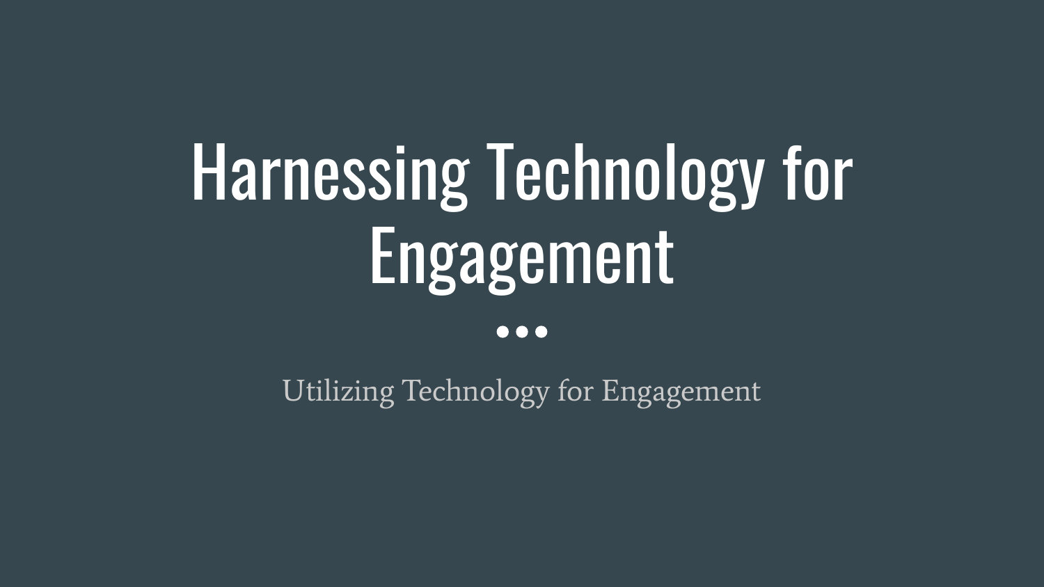# Harnessing Technology for Engagement

Utilizing Technology for Engagement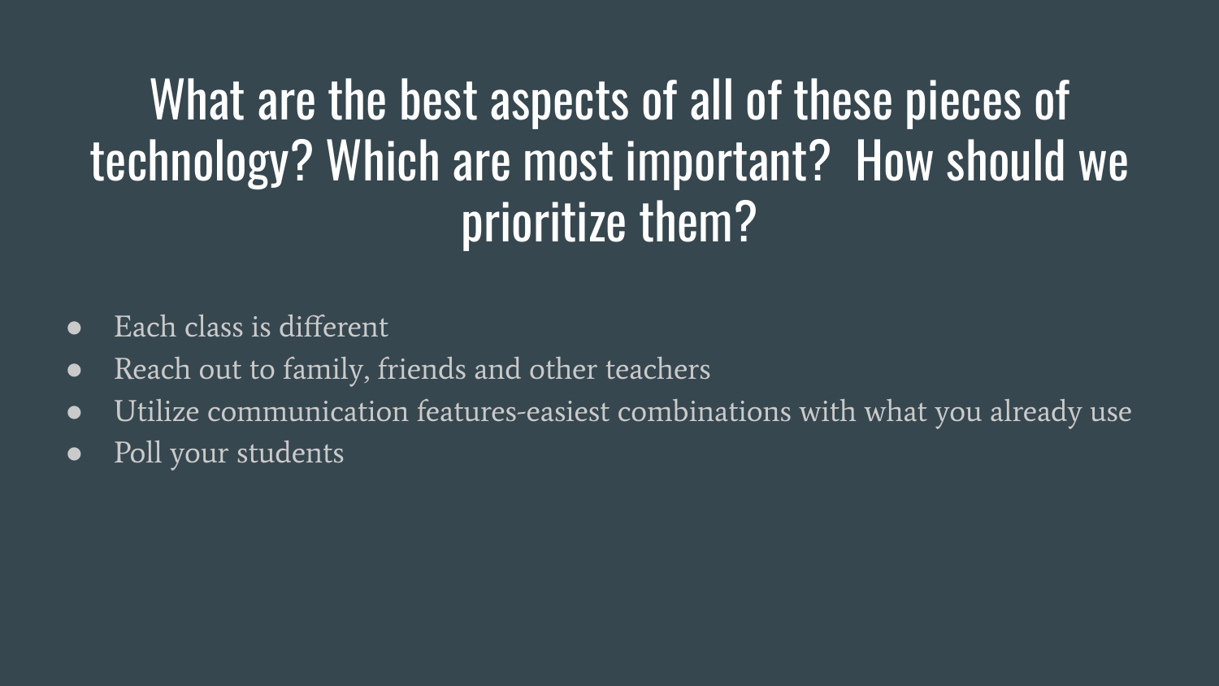# What are the best aspects of all of these pieces of technology? Which are most important? How should we prioritize them?

- Each class is different
- Reach out to family, friends and other teachers
- Utilize communication features-easiest combinations with what you already use
- Poll your students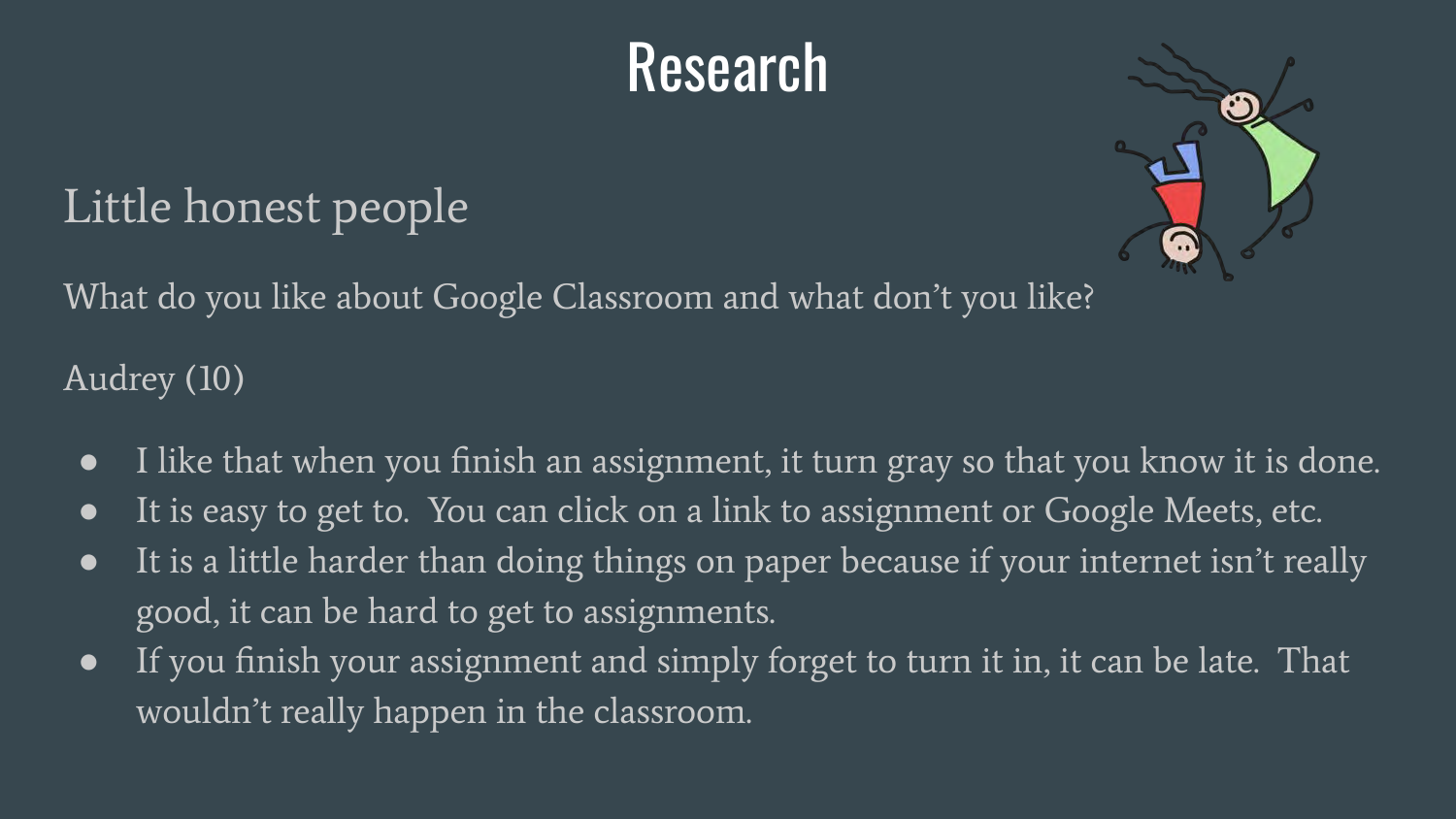# Research

## Little honest people

What do you like about Google Classroom and what don't you like?

Audrey (10)

- I like that when you finish an assignment, it turn gray so that you know it is done.
- It is easy to get to.  You can click on a link to assignment or Google Meets, etc.
- It is a little harder than doing things on paper because if your internet isn't really good, it can be hard to get to assignments.
- If you finish your assignment and simply forget to turn it in, it can be late.  That wouldn't really happen in the classroom.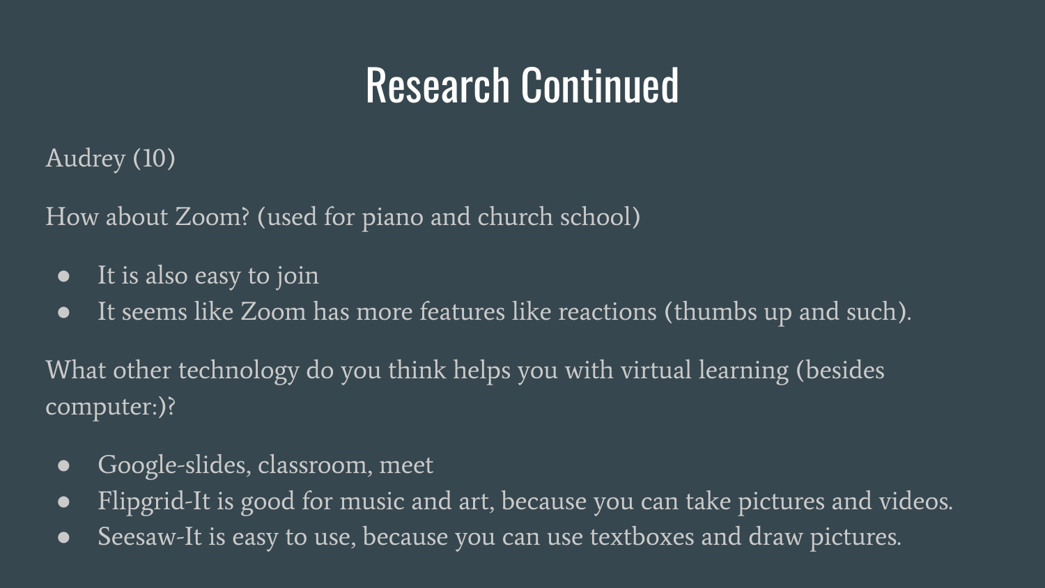# Research Continued

Audrey (10)

How about Zoom? (used for piano and church school)

- It is also easy to join
- It seems like Zoom has more features like reactions (thumbs up and such).

What other technology do you think helps you with virtual learning (besides computer:)?

- Google-slides, classroom, meet
- Flipgrid-It is good for music and art, because you can take pictures and videos.
- Seesaw-It is easy to use, because you can use textboxes and draw pictures.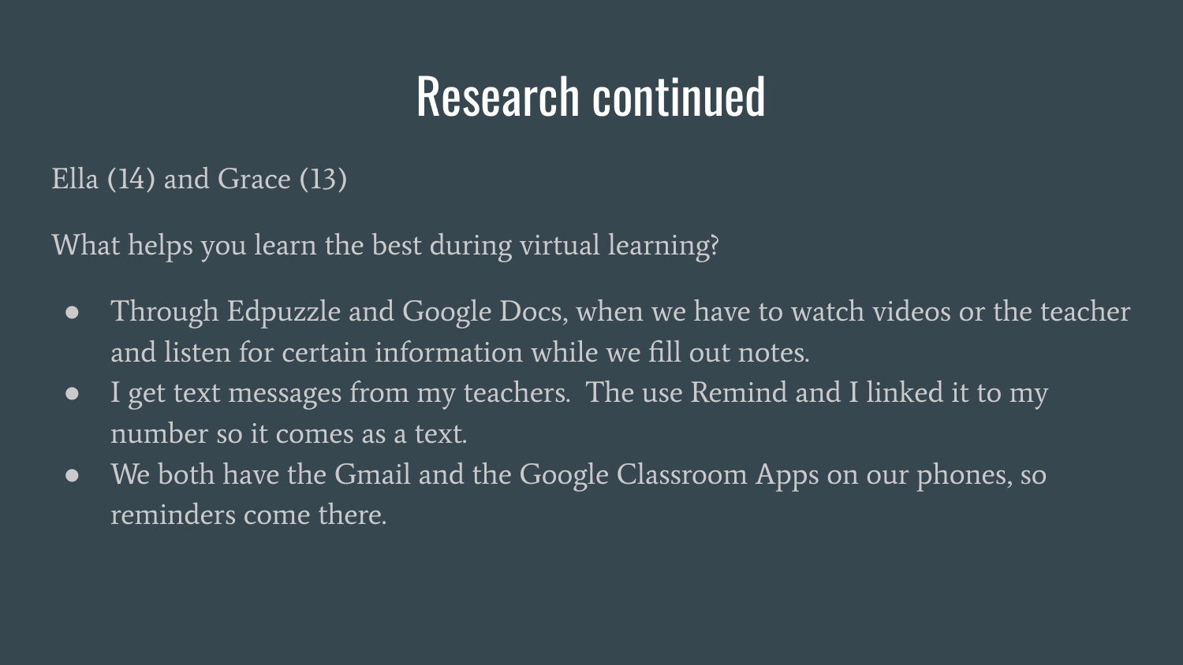# Research continued

Ella (14) and Grace (13)

What helps you learn the best during virtual learning?

- Through Edpuzzle and Google Docs, when we have to watch videos or the teacher and listen for certain information while we fill out notes.
- I get text messages from my teachers.  The use Remind and I linked it to my number so it comes as a text.
- We both have the Gmail and the Google Classroom Apps on our phones, so reminders come there.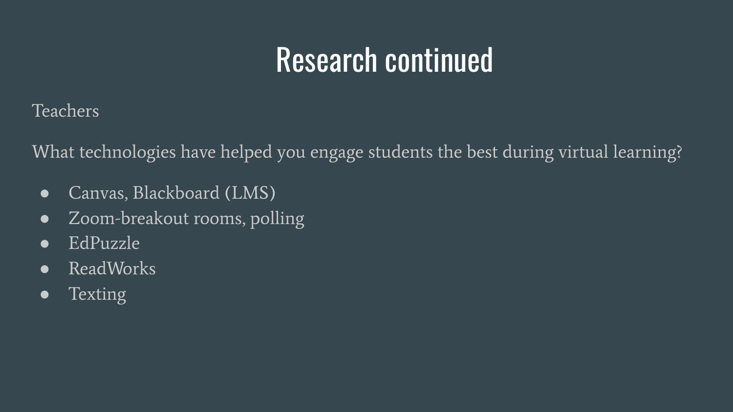# Research continued

Teachers

What technologies have helped you engage students the best during virtual learning?

- Canvas, Blackboard (LMS)
- Zoom-breakout rooms, polling
- EdPuzzle
- ReadWorks
- Texting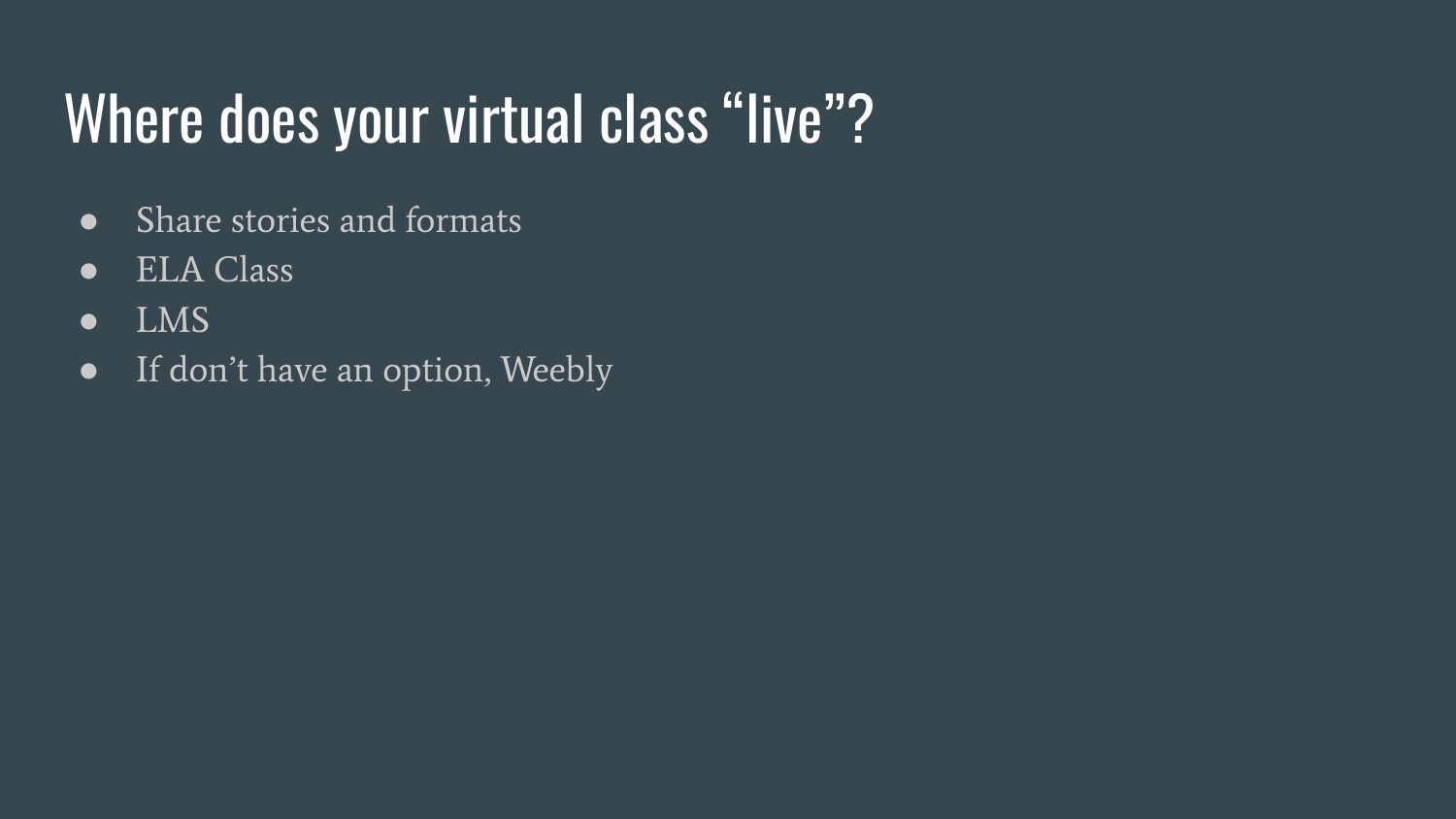# Where does your virtual class "live"?

- Share stories and formats
- ELA Class
- LMS
- If don't have an option, Weebly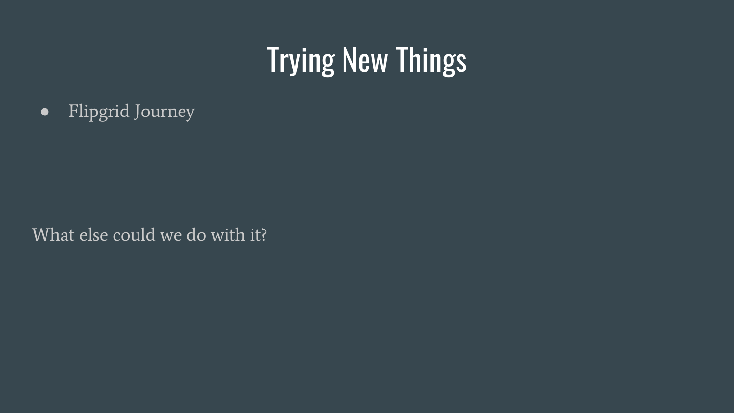# Trying New Things

- Flipgrid Journey

What else could we do with it?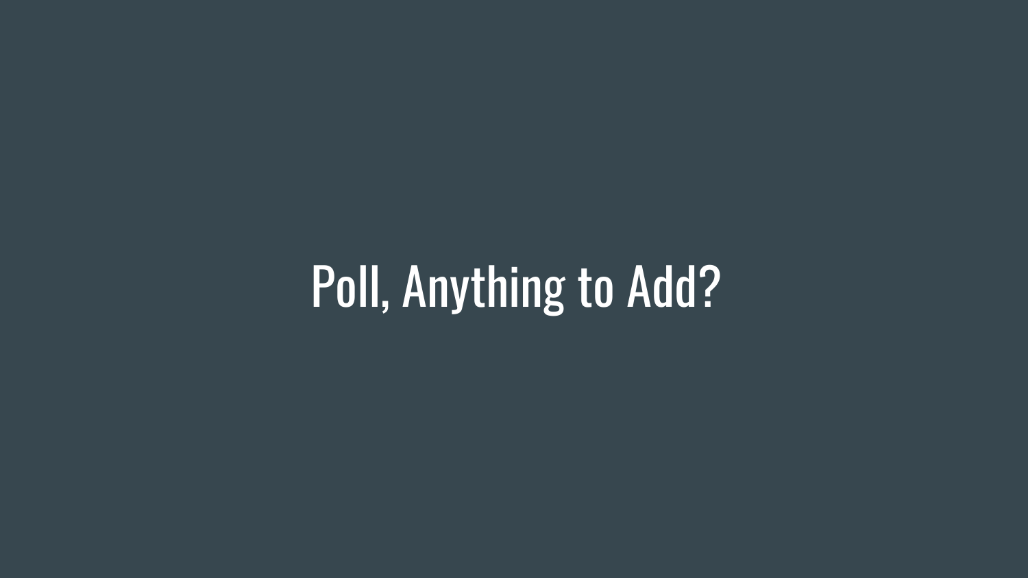# Poll, Anything to Add?